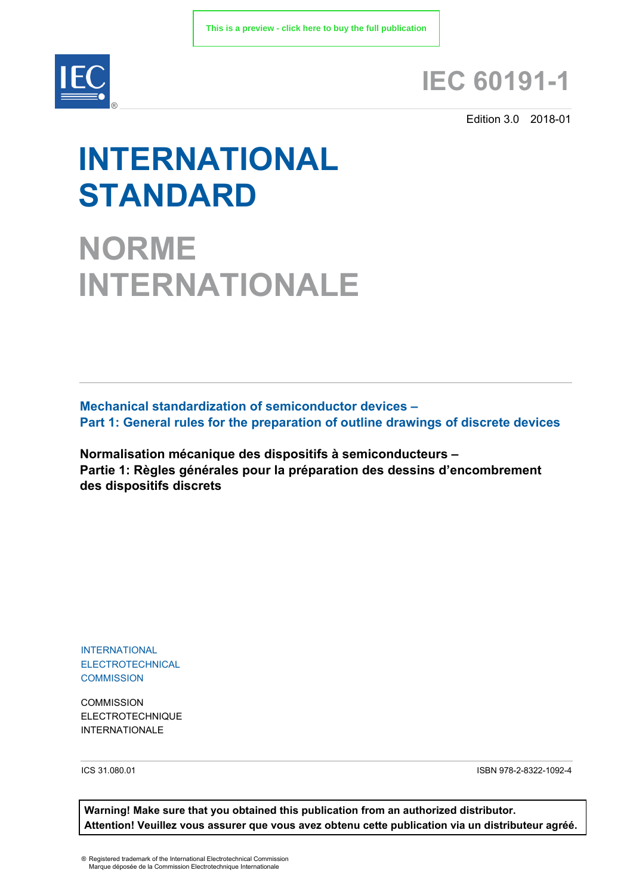This is a preview - click here to buy the full publication

IEC

# IEC 60191-1

Edition 3.0 2018-01

# INTERNATIONAL STANDARD

# NORME INTERNATIONALE

**Mechanical standardization of semiconductor devices –**
**Part 1: General rules for the preparation of outline drawings of discrete devices**

**Normalisation mécanique des dispositifs à semiconducteurs –**
**Partie 1: Règles générales pour la préparation des dessins d'encombrement des dispositifs discrets**

INTERNATIONAL
ELECTROTECHNICAL
COMMISSION

COMMISSION
ELECTROTECHNIQUE
INTERNATIONALE

ICS 31.080.01

ISBN 978-2-8322-1092-4

**Warning! Make sure that you obtained this publication from an authorized distributor.**
**Attention! Veuillez vous assurer que vous avez obtenu cette publication via un distributeur agréé.**

® Registered trademark of the International Electrotechnical Commission
Marque déposée de la Commission Electrotechnique Internationale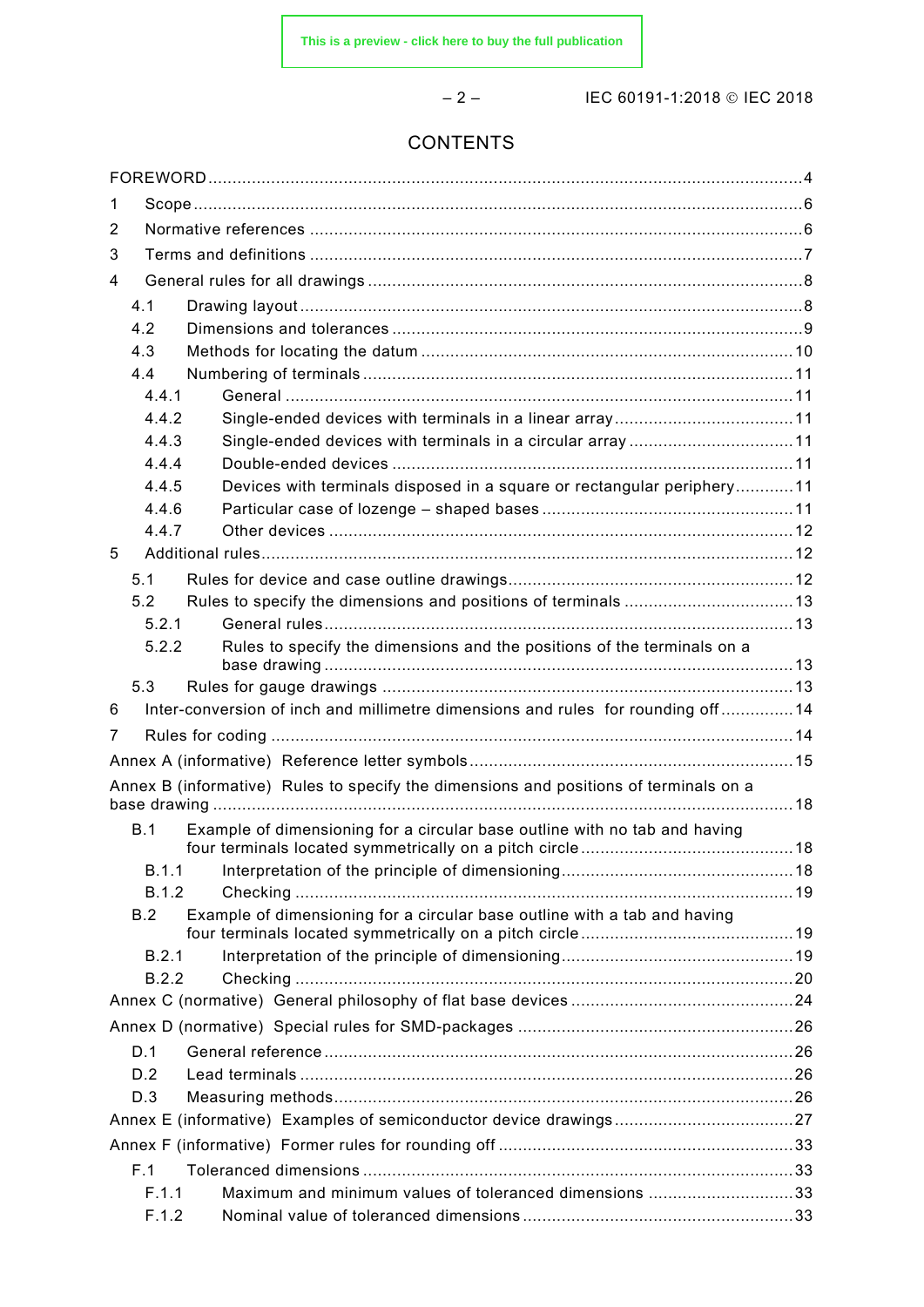# CONTENTS

FOREWORD .......................................................... 4

1 Scope .......................................................... 6

2 Normative references .......................................................... 6

3 Terms and definitions .......................................................... 7

4 General rules for all drawings .......................................................... 8

- 4.1 Drawing layout .......................................................... 8
- 4.2 Dimensions and tolerances .......................................................... 9
- 4.3 Methods for locating the datum .......................................................... 10
- 4.4 Numbering of terminals .......................................................... 11
  - 4.4.1 General .......................................................... 11
  - 4.4.2 Single-ended devices with terminals in a linear array .......................................................... 11
  - 4.4.3 Single-ended devices with terminals in a circular array .......................................................... 11
  - 4.4.4 Double-ended devices .......................................................... 11
  - 4.4.5 Devices with terminals disposed in a square or rectangular periphery .......................................................... 11
  - 4.4.6 Particular case of lozenge – shaped bases .......................................................... 11
  - 4.4.7 Other devices .......................................................... 12

5 Additional rules .......................................................... 12

- 5.1 Rules for device and case outline drawings .......................................................... 12
- 5.2 Rules to specify the dimensions and positions of terminals .......................................................... 13
  - 5.2.1 General rules .......................................................... 13
  - 5.2.2 Rules to specify the dimensions and the positions of the terminals on a base drawing .......................................................... 13
- 5.3 Rules for gauge drawings .......................................................... 13

6 Inter-conversion of inch and millimetre dimensions and rules for rounding off .......................................................... 14

7 Rules for coding .......................................................... 14

Annex A (informative) Reference letter symbols .......................................................... 15

Annex B (informative) Rules to specify the dimensions and positions of terminals on a base drawing .......................................................... 18

- B.1 Example of dimensioning for a circular base outline with no tab and having four terminals located symmetrically on a pitch circle .......................................................... 18
  - B.1.1 Interpretation of the principle of dimensioning .......................................................... 18
  - B.1.2 Checking .......................................................... 19
- B.2 Example of dimensioning for a circular base outline with a tab and having four terminals located symmetrically on a pitch circle .......................................................... 19
  - B.2.1 Interpretation of the principle of dimensioning .......................................................... 19
  - B.2.2 Checking .......................................................... 20

Annex C (normative) General philosophy of flat base devices .......................................................... 24

Annex D (normative) Special rules for SMD-packages .......................................................... 26

- D.1 General reference .......................................................... 26
- D.2 Lead terminals .......................................................... 26
- D.3 Measuring methods .......................................................... 26

Annex E (informative) Examples of semiconductor device drawings .......................................................... 27

Annex F (informative) Former rules for rounding off .......................................................... 33

- F.1 Toleranced dimensions .......................................................... 33
  - F.1.1 Maximum and minimum values of toleranced dimensions .......................................................... 33
  - F.1.2 Nominal value of toleranced dimensions .......................................................... 33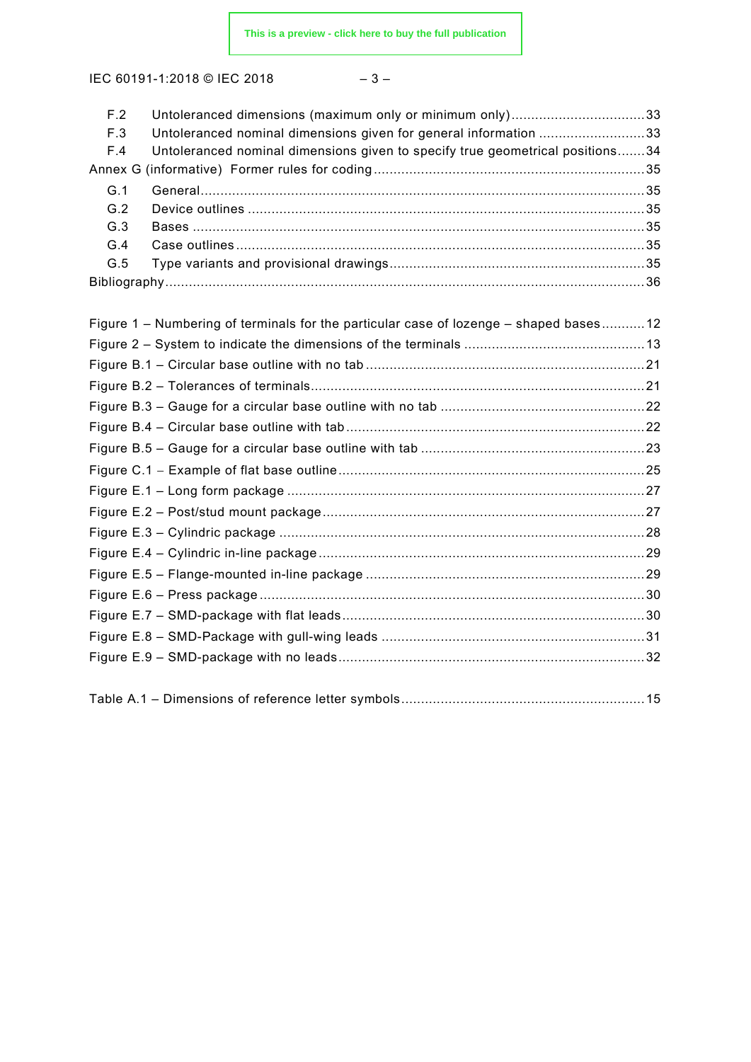F.2 Untoleranced dimensions (maximum only or minimum only) ... 33
F.3 Untoleranced nominal dimensions given for general information ... 33
F.4 Untoleranced nominal dimensions given to specify true geometrical positions ... 34
Annex G (informative) Former rules for coding ... 35
G.1 General ... 35
G.2 Device outlines ... 35
G.3 Bases ... 35
G.4 Case outlines ... 35
G.5 Type variants and provisional drawings ... 35
Bibliography ... 36

Figure 1 – Numbering of terminals for the particular case of lozenge – shaped bases ... 12
Figure 2 – System to indicate the dimensions of the terminals ... 13
Figure B.1 – Circular base outline with no tab ... 21
Figure B.2 – Tolerances of terminals ... 21
Figure B.3 – Gauge for a circular base outline with no tab ... 22
Figure B.4 – Circular base outline with tab ... 22
Figure B.5 – Gauge for a circular base outline with tab ... 23
Figure C.1 – Example of flat base outline ... 25
Figure E.1 – Long form package ... 27
Figure E.2 – Post/stud mount package ... 27
Figure E.3 – Cylindric package ... 28
Figure E.4 – Cylindric in-line package ... 29
Figure E.5 – Flange-mounted in-line package ... 29
Figure E.6 – Press package ... 30
Figure E.7 – SMD-package with flat leads ... 30
Figure E.8 – SMD-Package with gull-wing leads ... 31
Figure E.9 – SMD-package with no leads ... 32

Table A.1 – Dimensions of reference letter symbols ... 15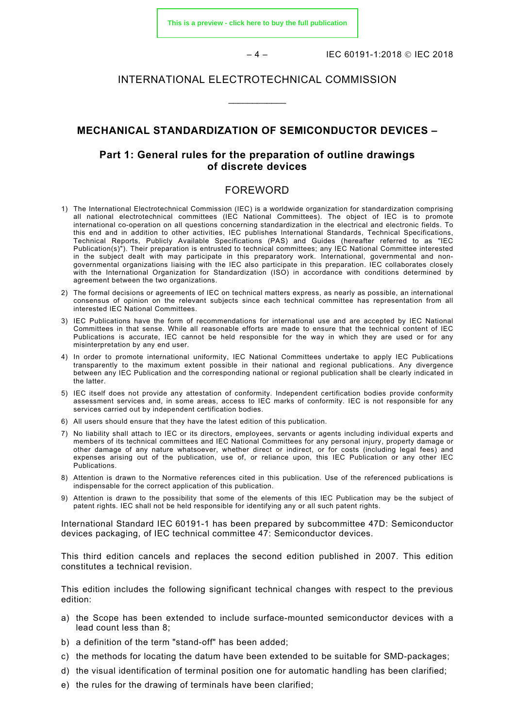INTERNATIONAL ELECTROTECHNICAL COMMISSION

\_\_\_\_\_\_\_\_\_\_\_\_

## MECHANICAL STANDARDIZATION OF SEMICONDUCTOR DEVICES –

## Part 1: General rules for the preparation of outline drawings of discrete devices

## FOREWORD

1) The International Electrotechnical Commission (IEC) is a worldwide organization for standardization comprising all national electrotechnical committees (IEC National Committees). The object of IEC is to promote international co-operation on all questions concerning standardization in the electrical and electronic fields. To this end and in addition to other activities, IEC publishes International Standards, Technical Specifications, Technical Reports, Publicly Available Specifications (PAS) and Guides (hereafter referred to as "IEC Publication(s)"). Their preparation is entrusted to technical committees; any IEC National Committee interested in the subject dealt with may participate in this preparatory work. International, governmental and non-governmental organizations liaising with the IEC also participate in this preparation. IEC collaborates closely with the International Organization for Standardization (ISO) in accordance with conditions determined by agreement between the two organizations.
2) The formal decisions or agreements of IEC on technical matters express, as nearly as possible, an international consensus of opinion on the relevant subjects since each technical committee has representation from all interested IEC National Committees.
3) IEC Publications have the form of recommendations for international use and are accepted by IEC National Committees in that sense. While all reasonable efforts are made to ensure that the technical content of IEC Publications is accurate, IEC cannot be held responsible for the way in which they are used or for any misinterpretation by any end user.
4) In order to promote international uniformity, IEC National Committees undertake to apply IEC Publications transparently to the maximum extent possible in their national and regional publications. Any divergence between any IEC Publication and the corresponding national or regional publication shall be clearly indicated in the latter.
5) IEC itself does not provide any attestation of conformity. Independent certification bodies provide conformity assessment services and, in some areas, access to IEC marks of conformity. IEC is not responsible for any services carried out by independent certification bodies.
6) All users should ensure that they have the latest edition of this publication.
7) No liability shall attach to IEC or its directors, employees, servants or agents including individual experts and members of its technical committees and IEC National Committees for any personal injury, property damage or other damage of any nature whatsoever, whether direct or indirect, or for costs (including legal fees) and expenses arising out of the publication, use of, or reliance upon, this IEC Publication or any other IEC Publications.
8) Attention is drawn to the Normative references cited in this publication. Use of the referenced publications is indispensable for the correct application of this publication.
9) Attention is drawn to the possibility that some of the elements of this IEC Publication may be the subject of patent rights. IEC shall not be held responsible for identifying any or all such patent rights.

International Standard IEC 60191-1 has been prepared by subcommittee 47D: Semiconductor devices packaging, of IEC technical committee 47: Semiconductor devices.

This third edition cancels and replaces the second edition published in 2007. This edition constitutes a technical revision.

This edition includes the following significant technical changes with respect to the previous edition:

a) the Scope has been extended to include surface-mounted semiconductor devices with a lead count less than 8;
b) a definition of the term "stand-off" has been added;
c) the methods for locating the datum have been extended to be suitable for SMD-packages;
d) the visual identification of terminal position one for automatic handling has been clarified;
e) the rules for the drawing of terminals have been clarified;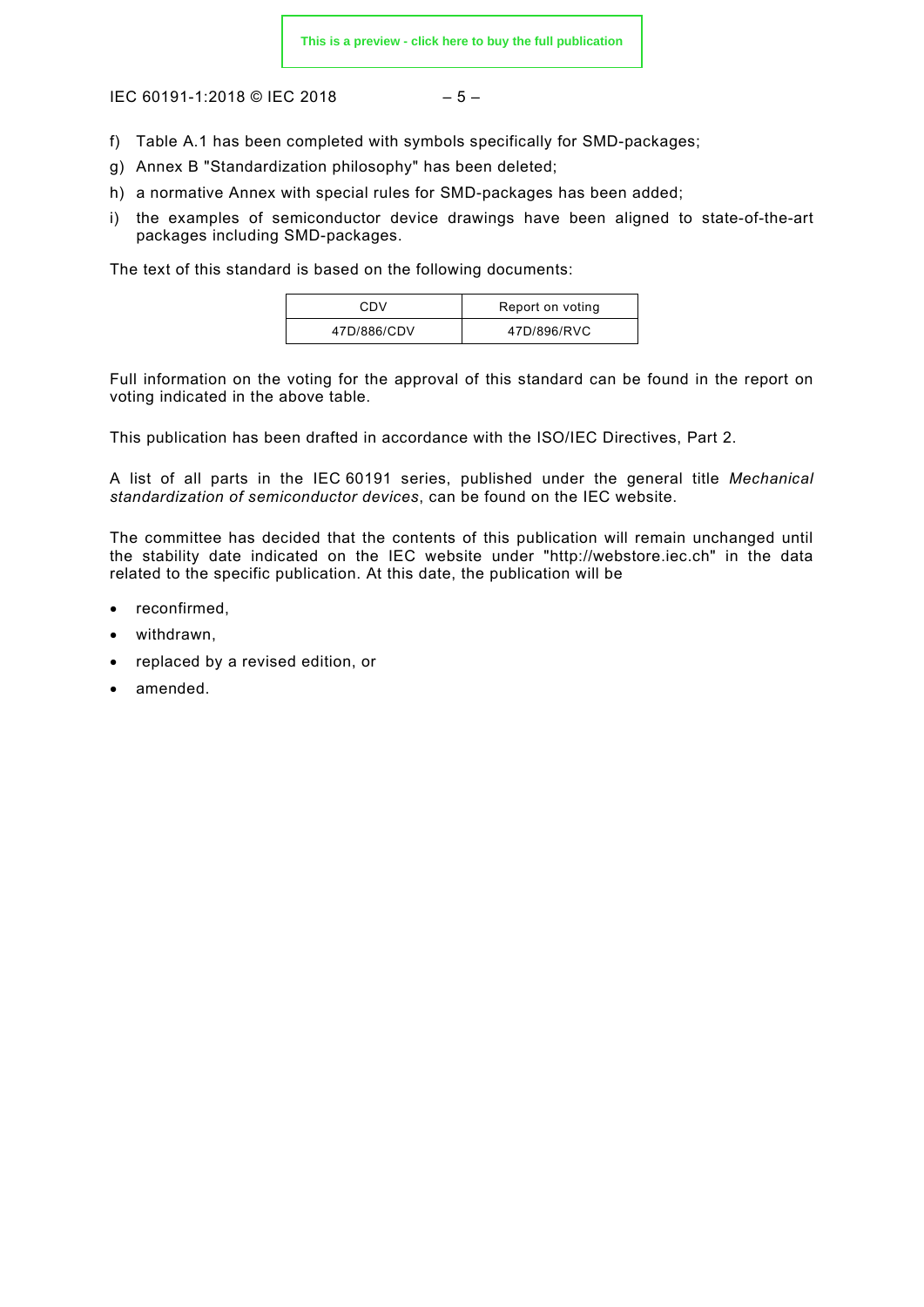f) Table A.1 has been completed with symbols specifically for SMD-packages;

g) Annex B "Standardization philosophy" has been deleted;

h) a normative Annex with special rules for SMD-packages has been added;

i) the examples of semiconductor device drawings have been aligned to state-of-the-art packages including SMD-packages.

The text of this standard is based on the following documents:

| CDV | Report on voting |
|---|---|
| 47D/886/CDV | 47D/896/RVC |

Full information on the voting for the approval of this standard can be found in the report on voting indicated in the above table.

This publication has been drafted in accordance with the ISO/IEC Directives, Part 2.

A list of all parts in the IEC 60191 series, published under the general title *Mechanical standardization of semiconductor devices*, can be found on the IEC website.

The committee has decided that the contents of this publication will remain unchanged until the stability date indicated on the IEC website under "http://webstore.iec.ch" in the data related to the specific publication. At this date, the publication will be

- reconfirmed,
- withdrawn,
- replaced by a revised edition, or
- amended.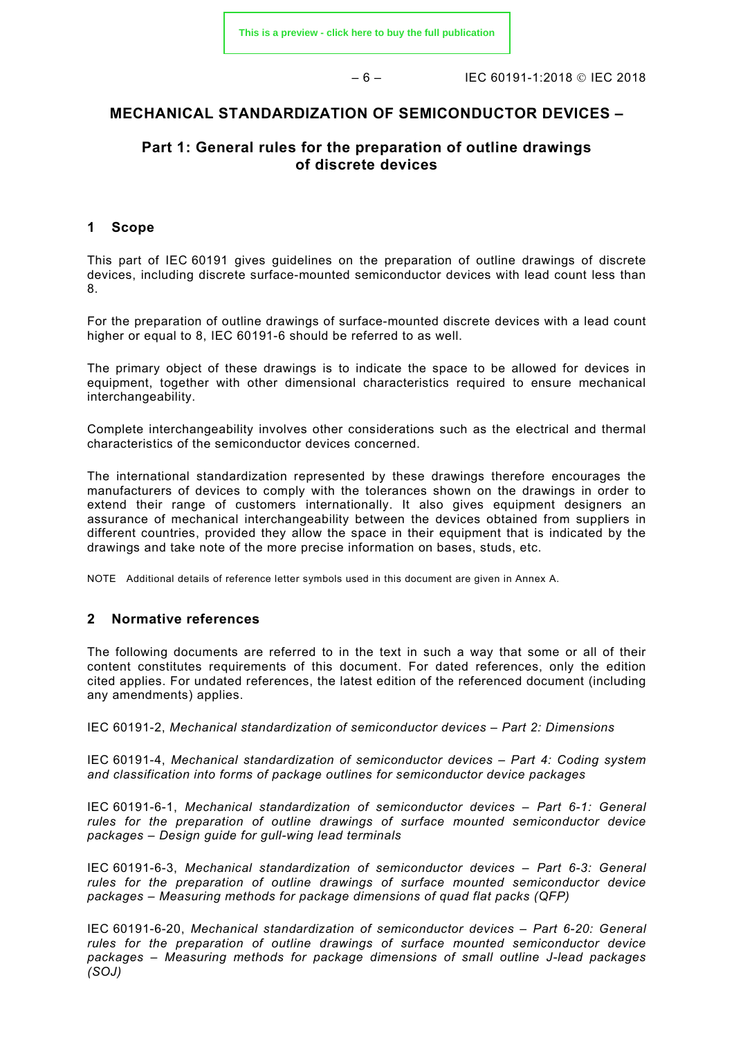# MECHANICAL STANDARDIZATION OF SEMICONDUCTOR DEVICES –

## Part 1: General rules for the preparation of outline drawings of discrete devices

## 1 Scope

This part of IEC 60191 gives guidelines on the preparation of outline drawings of discrete devices, including discrete surface-mounted semiconductor devices with lead count less than 8.

For the preparation of outline drawings of surface-mounted discrete devices with a lead count higher or equal to 8, IEC 60191-6 should be referred to as well.

The primary object of these drawings is to indicate the space to be allowed for devices in equipment, together with other dimensional characteristics required to ensure mechanical interchangeability.

Complete interchangeability involves other considerations such as the electrical and thermal characteristics of the semiconductor devices concerned.

The international standardization represented by these drawings therefore encourages the manufacturers of devices to comply with the tolerances shown on the drawings in order to extend their range of customers internationally. It also gives equipment designers an assurance of mechanical interchangeability between the devices obtained from suppliers in different countries, provided they allow the space in their equipment that is indicated by the drawings and take note of the more precise information on bases, studs, etc.

NOTE Additional details of reference letter symbols used in this document are given in Annex A.

## 2 Normative references

The following documents are referred to in the text in such a way that some or all of their content constitutes requirements of this document. For dated references, only the edition cited applies. For undated references, the latest edition of the referenced document (including any amendments) applies.

IEC 60191-2, *Mechanical standardization of semiconductor devices – Part 2: Dimensions*

IEC 60191-4, *Mechanical standardization of semiconductor devices – Part 4: Coding system and classification into forms of package outlines for semiconductor device packages*

IEC 60191-6-1, *Mechanical standardization of semiconductor devices – Part 6-1: General rules for the preparation of outline drawings of surface mounted semiconductor device packages – Design guide for gull-wing lead terminals*

IEC 60191-6-3, *Mechanical standardization of semiconductor devices – Part 6-3: General rules for the preparation of outline drawings of surface mounted semiconductor device packages – Measuring methods for package dimensions of quad flat packs (QFP)*

IEC 60191-6-20, *Mechanical standardization of semiconductor devices – Part 6-20: General rules for the preparation of outline drawings of surface mounted semiconductor device packages – Measuring methods for package dimensions of small outline J-lead packages (SOJ)*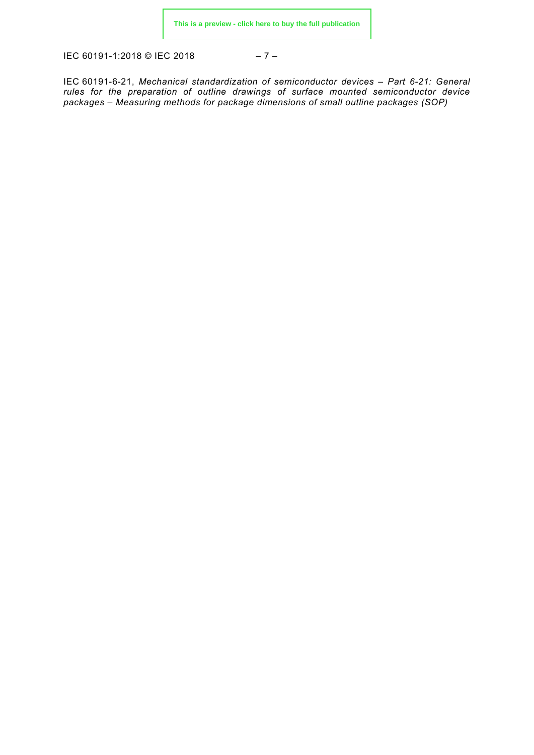IEC 60191-6-21, *Mechanical standardization of semiconductor devices – Part 6-21: General rules for the preparation of outline drawings of surface mounted semiconductor device packages – Measuring methods for package dimensions of small outline packages (SOP)*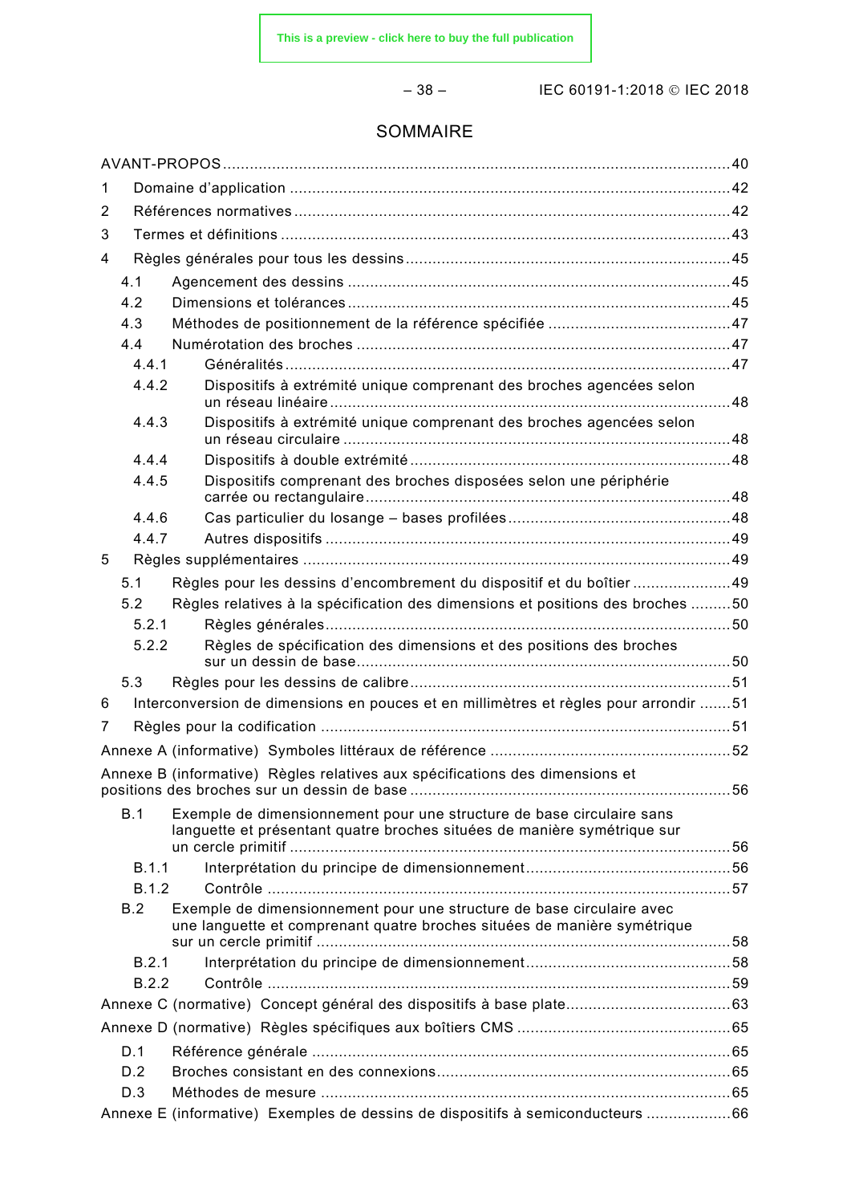## SOMMAIRE

AVANT-PROPOS .......... 40

1 Domaine d'application .......... 42

2 Références normatives .......... 42

3 Termes et définitions .......... 43

4 Règles générales pour tous les dessins .......... 45

- 4.1 Agencement des dessins .......... 45
- 4.2 Dimensions et tolérances .......... 45
- 4.3 Méthodes de positionnement de la référence spécifiée .......... 47
- 4.4 Numérotation des broches .......... 47
  - 4.4.1 Généralités .......... 47
  - 4.4.2 Dispositifs à extrémité unique comprenant des broches agencées selon un réseau linéaire .......... 48
  - 4.4.3 Dispositifs à extrémité unique comprenant des broches agencées selon un réseau circulaire .......... 48
  - 4.4.4 Dispositifs à double extrémité .......... 48
  - 4.4.5 Dispositifs comprenant des broches disposées selon une périphérie carrée ou rectangulaire .......... 48
  - 4.4.6 Cas particulier du losange – bases profilées .......... 48
  - 4.4.7 Autres dispositifs .......... 49

5 Règles supplémentaires .......... 49

- 5.1 Règles pour les dessins d'encombrement du dispositif et du boîtier .......... 49
- 5.2 Règles relatives à la spécification des dimensions et positions des broches .......... 50
  - 5.2.1 Règles générales .......... 50
  - 5.2.2 Règles de spécification des dimensions et des positions des broches sur un dessin de base .......... 50
- 5.3 Règles pour les dessins de calibre .......... 51

6 Interconversion de dimensions en pouces et en millimètres et règles pour arrondir .......... 51

7 Règles pour la codification .......... 51

Annexe A (informative) Symboles littéraux de référence .......... 52

Annexe B (informative) Règles relatives aux spécifications des dimensions et positions des broches sur un dessin de base .......... 56

- B.1 Exemple de dimensionnement pour une structure de base circulaire sans languette et présentant quatre broches situées de manière symétrique sur un cercle primitif .......... 56
  - B.1.1 Interprétation du principe de dimensionnement .......... 56
  - B.1.2 Contrôle .......... 57
- B.2 Exemple de dimensionnement pour une structure de base circulaire avec une languette et comprenant quatre broches situées de manière symétrique sur un cercle primitif .......... 58
  - B.2.1 Interprétation du principe de dimensionnement .......... 58
  - B.2.2 Contrôle .......... 59

Annexe C (normative) Concept général des dispositifs à base plate .......... 63

Annexe D (normative) Règles spécifiques aux boîtiers CMS .......... 65

- D.1 Référence générale .......... 65
- D.2 Broches consistant en des connexions .......... 65
- D.3 Méthodes de mesure .......... 65

Annexe E (informative) Exemples de dessins de dispositifs à semiconducteurs .......... 66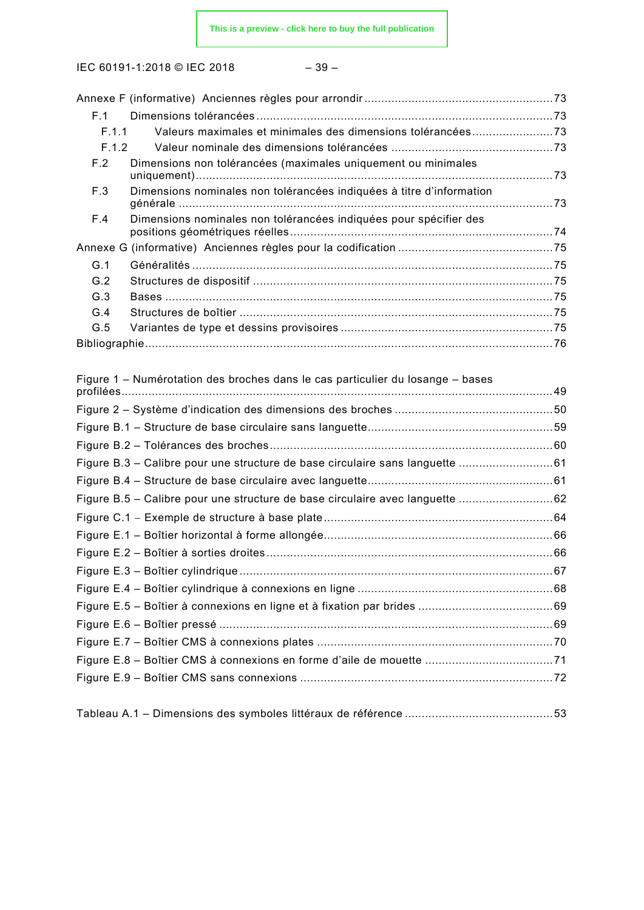Annexe F (informative) Anciennes règles pour arrondir ........................................................ 73

F.1 Dimensions tolérancées ........................................................................................ 73

F.1.1 Valeurs maximales et minimales des dimensions tolérancées ........................ 73

F.1.2 Valeur nominale des dimensions tolérancées ................................................ 73

F.2 Dimensions non tolérancées (maximales uniquement ou minimales uniquement) ......................................................................................................... 73

F.3 Dimensions nominales non tolérancées indiquées à titre d'information générale ............................................................................................................... 73

F.4 Dimensions nominales non tolérancées indiquées pour spécifier des positions géométriques réelles ............................................................................. 74

Annexe G (informative) Anciennes règles pour la codification ............................................. 75

G.1 Généralités .......................................................................................................... 75

G.2 Structures de dispositif ........................................................................................ 75

G.3 Bases .................................................................................................................. 75

G.4 Structures de boîtier ............................................................................................ 75

G.5 Variantes de type et dessins provisoires ............................................................... 75

Bibliographie ......................................................................................................................... 76

Figure 1 – Numérotation des broches dans le cas particulier du losange – bases profilées .............................................................................................................................. 49

Figure 2 – Système d'indication des dimensions des broches ............................................... 50

Figure B.1 – Structure de base circulaire sans languette ....................................................... 59

Figure B.2 – Tolérances des broches .................................................................................... 60

Figure B.3 – Calibre pour une structure de base circulaire sans languette ............................ 61

Figure B.4 – Structure de base circulaire avec languette ....................................................... 61

Figure B.5 – Calibre pour une structure de base circulaire avec languette ............................ 62

Figure C.1 – Exemple de structure à base plate .................................................................... 64

Figure E.1 – Boîtier horizontal à forme allongée .................................................................... 66

Figure E.2 – Boîtier à sorties droites ..................................................................................... 66

Figure E.3 – Boîtier cylindrique ............................................................................................. 67

Figure E.4 – Boîtier cylindrique à connexions en ligne .......................................................... 68

Figure E.5 – Boîtier à connexions en ligne et à fixation par brides ........................................ 69

Figure E.6 – Boîtier pressé ................................................................................................... 69

Figure E.7 – Boîtier CMS à connexions plates ...................................................................... 70

Figure E.8 – Boîtier CMS à connexions en forme d'aile de mouette ...................................... 71

Figure E.9 – Boîtier CMS sans connexions ........................................................................... 72

Tableau A.1 – Dimensions des symboles littéraux de référence ............................................ 53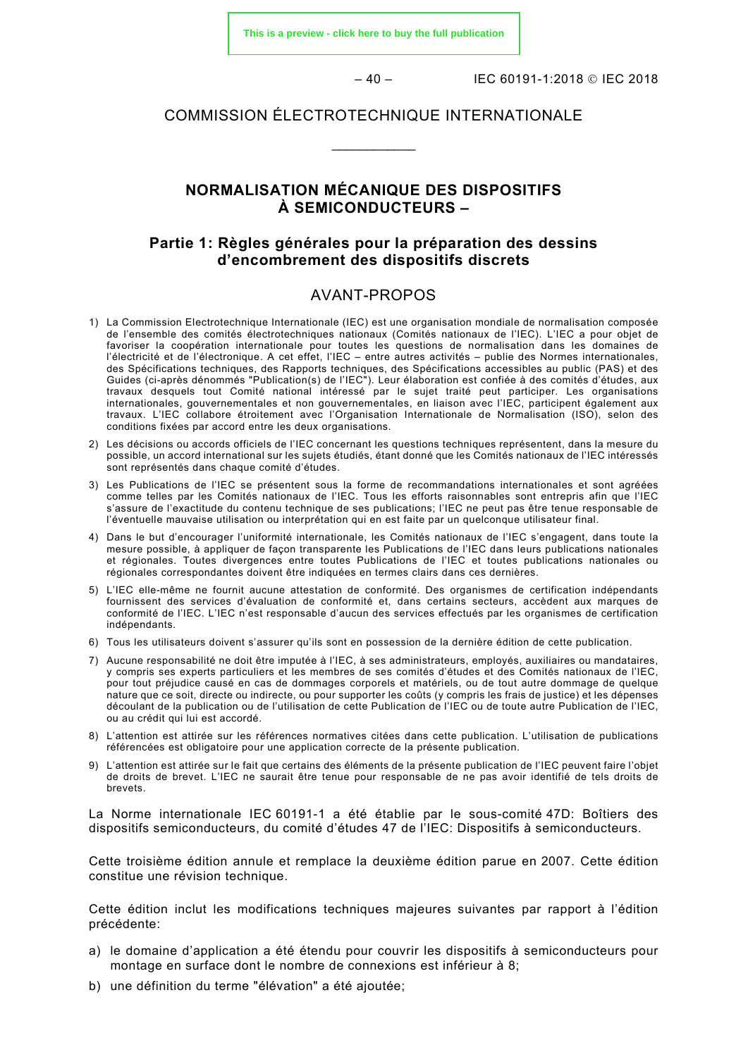COMMISSION ÉLECTROTECHNIQUE INTERNATIONALE

\_\_\_\_\_\_\_\_\_\_\_\_

# NORMALISATION MÉCANIQUE DES DISPOSITIFS À SEMICONDUCTEURS –

## Partie 1: Règles générales pour la préparation des dessins d'encombrement des dispositifs discrets

## AVANT-PROPOS

1) La Commission Electrotechnique Internationale (IEC) est une organisation mondiale de normalisation composée de l'ensemble des comités électrotechniques nationaux (Comités nationaux de l'IEC). L'IEC a pour objet de favoriser la coopération internationale pour toutes les questions de normalisation dans les domaines de l'électricité et de l'électronique. A cet effet, l'IEC – entre autres activités – publie des Normes internationales, des Spécifications techniques, des Rapports techniques, des Spécifications accessibles au public (PAS) et des Guides (ci-après dénommés "Publication(s) de l'IEC"). Leur élaboration est confiée à des comités d'études, aux travaux desquels tout Comité national intéressé par le sujet traité peut participer. Les organisations internationales, gouvernementales et non gouvernementales, en liaison avec l'IEC, participent également aux travaux. L'IEC collabore étroitement avec l'Organisation Internationale de Normalisation (ISO), selon des conditions fixées par accord entre les deux organisations.
2) Les décisions ou accords officiels de l'IEC concernant les questions techniques représentent, dans la mesure du possible, un accord international sur les sujets étudiés, étant donné que les Comités nationaux de l'IEC intéressés sont représentés dans chaque comité d'études.
3) Les Publications de l'IEC se présentent sous la forme de recommandations internationales et sont agréées comme telles par les Comités nationaux de l'IEC. Tous les efforts raisonnables sont entrepris afin que l'IEC s'assure de l'exactitude du contenu technique de ses publications; l'IEC ne peut pas être tenue responsable de l'éventuelle mauvaise utilisation ou interprétation qui en est faite par un quelconque utilisateur final.
4) Dans le but d'encourager l'uniformité internationale, les Comités nationaux de l'IEC s'engagent, dans toute la mesure possible, à appliquer de façon transparente les Publications de l'IEC dans leurs publications nationales et régionales. Toutes divergences entre toutes Publications de l'IEC et toutes publications nationales ou régionales correspondantes doivent être indiquées en termes clairs dans ces dernières.
5) L'IEC elle-même ne fournit aucune attestation de conformité. Des organismes de certification indépendants fournissent des services d'évaluation de conformité et, dans certains secteurs, accèdent aux marques de conformité de l'IEC. L'IEC n'est responsable d'aucun des services effectués par les organismes de certification indépendants.
6) Tous les utilisateurs doivent s'assurer qu'ils sont en possession de la dernière édition de cette publication.
7) Aucune responsabilité ne doit être imputée à l'IEC, à ses administrateurs, employés, auxiliaires ou mandataires, y compris ses experts particuliers et les membres de ses comités d'études et des Comités nationaux de l'IEC, pour tout préjudice causé en cas de dommages corporels et matériels, ou de tout autre dommage de quelque nature que ce soit, directe ou indirecte, ou pour supporter les coûts (y compris les frais de justice) et les dépenses découlant de la publication ou de l'utilisation de cette Publication de l'IEC ou de toute autre Publication de l'IEC, ou au crédit qui lui est accordé.
8) L'attention est attirée sur les références normatives citées dans cette publication. L'utilisation de publications référencées est obligatoire pour une application correcte de la présente publication.
9) L'attention est attirée sur le fait que certains des éléments de la présente publication de l'IEC peuvent faire l'objet de droits de brevet. L'IEC ne saurait être tenue pour responsable de ne pas avoir identifié de tels droits de brevets.

La Norme internationale IEC 60191-1 a été établie par le sous-comité 47D: Boîtiers des dispositifs semiconducteurs, du comité d'études 47 de l'IEC: Dispositifs à semiconducteurs.

Cette troisième édition annule et remplace la deuxième édition parue en 2007. Cette édition constitue une révision technique.

Cette édition inclut les modifications techniques majeures suivantes par rapport à l'édition précédente:

a) le domaine d'application a été étendu pour couvrir les dispositifs à semiconducteurs pour montage en surface dont le nombre de connexions est inférieur à 8;
b) une définition du terme "élévation" a été ajoutée;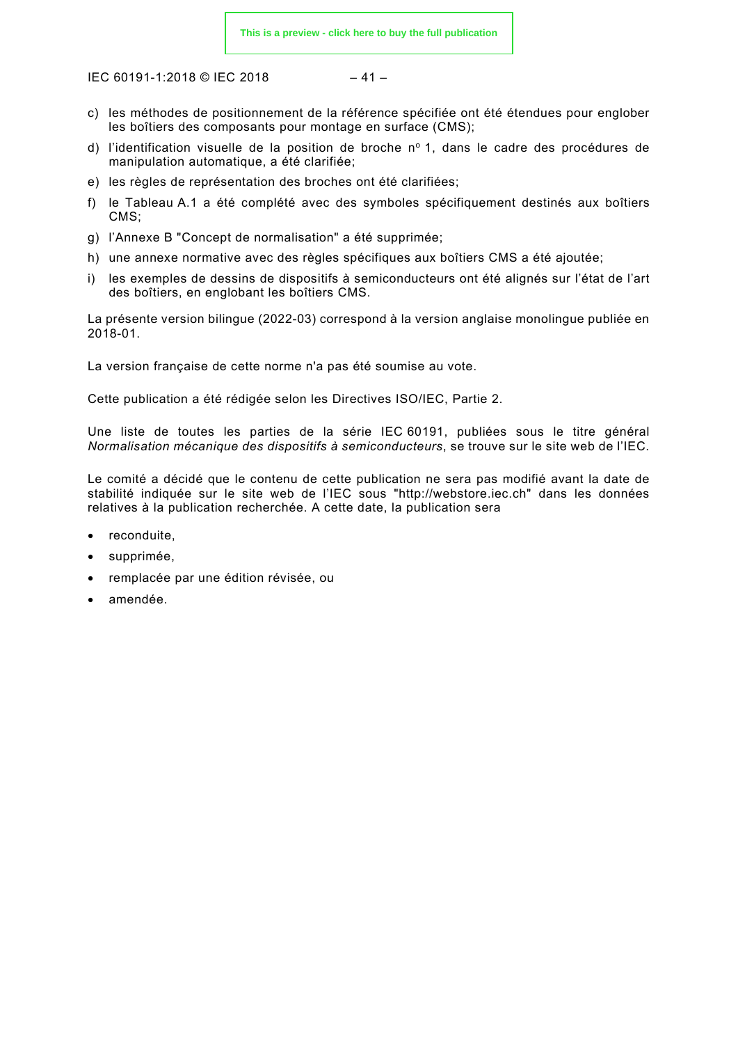c) les méthodes de positionnement de la référence spécifiée ont été étendues pour englober les boîtiers des composants pour montage en surface (CMS);
d) l'identification visuelle de la position de broche nº 1, dans le cadre des procédures de manipulation automatique, a été clarifiée;
e) les règles de représentation des broches ont été clarifiées;
f) le Tableau A.1 a été complété avec des symboles spécifiquement destinés aux boîtiers CMS;
g) l'Annexe B "Concept de normalisation" a été supprimée;
h) une annexe normative avec des règles spécifiques aux boîtiers CMS a été ajoutée;
i) les exemples de dessins de dispositifs à semiconducteurs ont été alignés sur l'état de l'art des boîtiers, en englobant les boîtiers CMS.

La présente version bilingue (2022-03) correspond à la version anglaise monolingue publiée en 2018-01.

La version française de cette norme n'a pas été soumise au vote.

Cette publication a été rédigée selon les Directives ISO/IEC, Partie 2.

Une liste de toutes les parties de la série IEC 60191, publiées sous le titre général *Normalisation mécanique des dispositifs à semiconducteurs*, se trouve sur le site web de l'IEC.

Le comité a décidé que le contenu de cette publication ne sera pas modifié avant la date de stabilité indiquée sur le site web de l'IEC sous "http://webstore.iec.ch" dans les données relatives à la publication recherchée. A cette date, la publication sera

- reconduite,
- supprimée,
- remplacée par une édition révisée, ou
- amendée.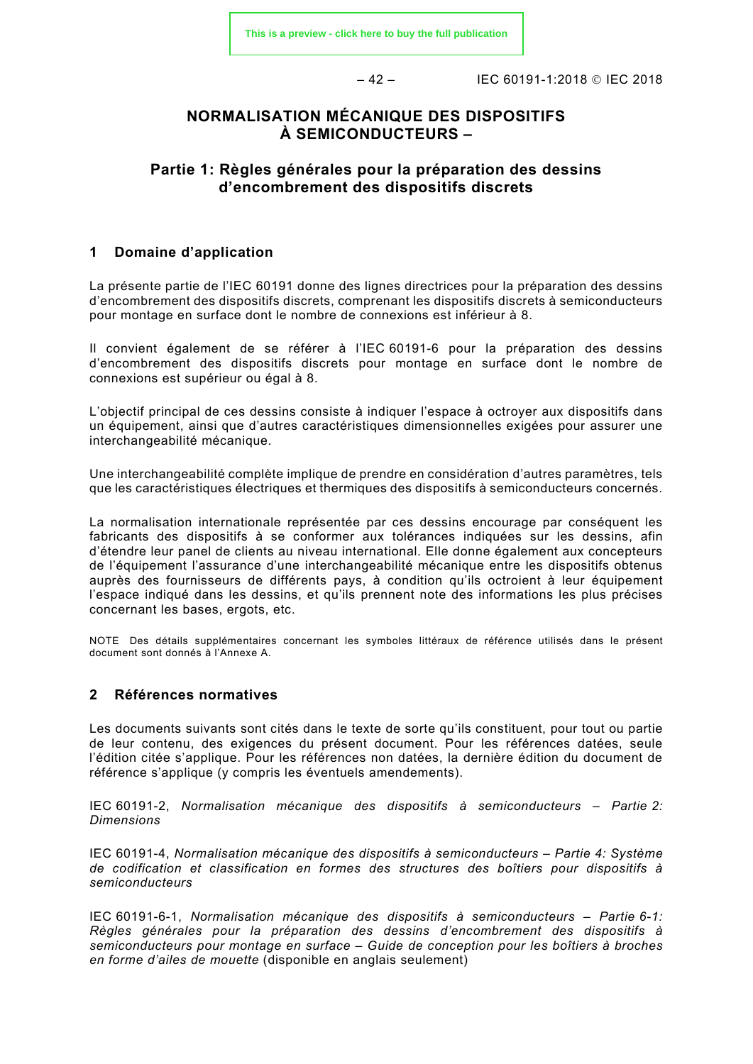# NORMALISATION MÉCANIQUE DES DISPOSITIFS À SEMICONDUCTEURS –

## Partie 1: Règles générales pour la préparation des dessins d'encombrement des dispositifs discrets

## 1 Domaine d'application

La présente partie de l'IEC 60191 donne des lignes directrices pour la préparation des dessins d'encombrement des dispositifs discrets, comprenant les dispositifs discrets à semiconducteurs pour montage en surface dont le nombre de connexions est inférieur à 8.

Il convient également de se référer à l'IEC 60191-6 pour la préparation des dessins d'encombrement des dispositifs discrets pour montage en surface dont le nombre de connexions est supérieur ou égal à 8.

L'objectif principal de ces dessins consiste à indiquer l'espace à octroyer aux dispositifs dans un équipement, ainsi que d'autres caractéristiques dimensionnelles exigées pour assurer une interchangeabilité mécanique.

Une interchangeabilité complète implique de prendre en considération d'autres paramètres, tels que les caractéristiques électriques et thermiques des dispositifs à semiconducteurs concernés.

La normalisation internationale représentée par ces dessins encourage par conséquent les fabricants des dispositifs à se conformer aux tolérances indiquées sur les dessins, afin d'étendre leur panel de clients au niveau international. Elle donne également aux concepteurs de l'équipement l'assurance d'une interchangeabilité mécanique entre les dispositifs obtenus auprès des fournisseurs de différents pays, à condition qu'ils octroient à leur équipement l'espace indiqué dans les dessins, et qu'ils prennent note des informations les plus précises concernant les bases, ergots, etc.

NOTE Des détails supplémentaires concernant les symboles littéraux de référence utilisés dans le présent document sont donnés à l'Annexe A.

## 2 Références normatives

Les documents suivants sont cités dans le texte de sorte qu'ils constituent, pour tout ou partie de leur contenu, des exigences du présent document. Pour les références datées, seule l'édition citée s'applique. Pour les références non datées, la dernière édition du document de référence s'applique (y compris les éventuels amendements).

IEC 60191-2, *Normalisation mécanique des dispositifs à semiconducteurs – Partie 2: Dimensions*

IEC 60191-4, *Normalisation mécanique des dispositifs à semiconducteurs – Partie 4: Système de codification et classification en formes des structures des boîtiers pour dispositifs à semiconducteurs*

IEC 60191-6-1, *Normalisation mécanique des dispositifs à semiconducteurs – Partie 6-1: Règles générales pour la préparation des dessins d'encombrement des dispositifs à semiconducteurs pour montage en surface – Guide de conception pour les boîtiers à broches en forme d'ailes de mouette* (disponible en anglais seulement)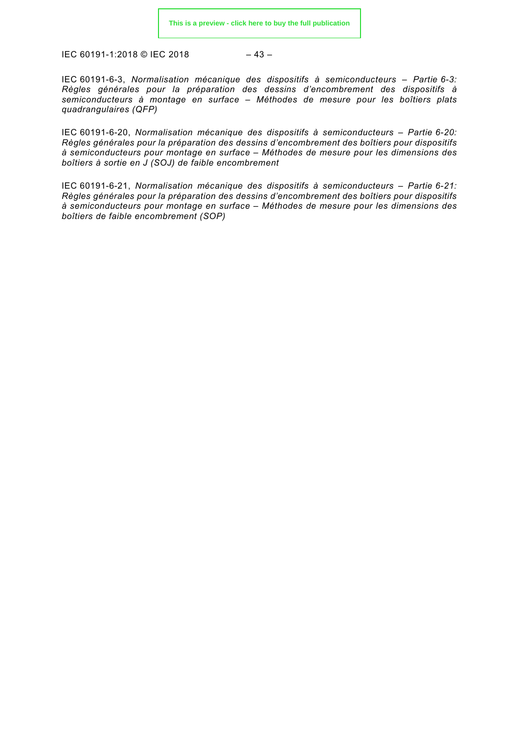IEC 60191-6-3, *Normalisation mécanique des dispositifs à semiconducteurs – Partie 6-3: Règles générales pour la préparation des dessins d'encombrement des dispositifs à semiconducteurs à montage en surface – Méthodes de mesure pour les boîtiers plats quadrangulaires (QFP)*

IEC 60191-6-20, *Normalisation mécanique des dispositifs à semiconducteurs – Partie 6-20: Règles générales pour la préparation des dessins d'encombrement des boîtiers pour dispositifs à semiconducteurs pour montage en surface – Méthodes de mesure pour les dimensions des boîtiers à sortie en J (SOJ) de faible encombrement*

IEC 60191-6-21, *Normalisation mécanique des dispositifs à semiconducteurs – Partie 6-21: Règles générales pour la préparation des dessins d'encombrement des boîtiers pour dispositifs à semiconducteurs pour montage en surface – Méthodes de mesure pour les dimensions des boîtiers de faible encombrement (SOP)*